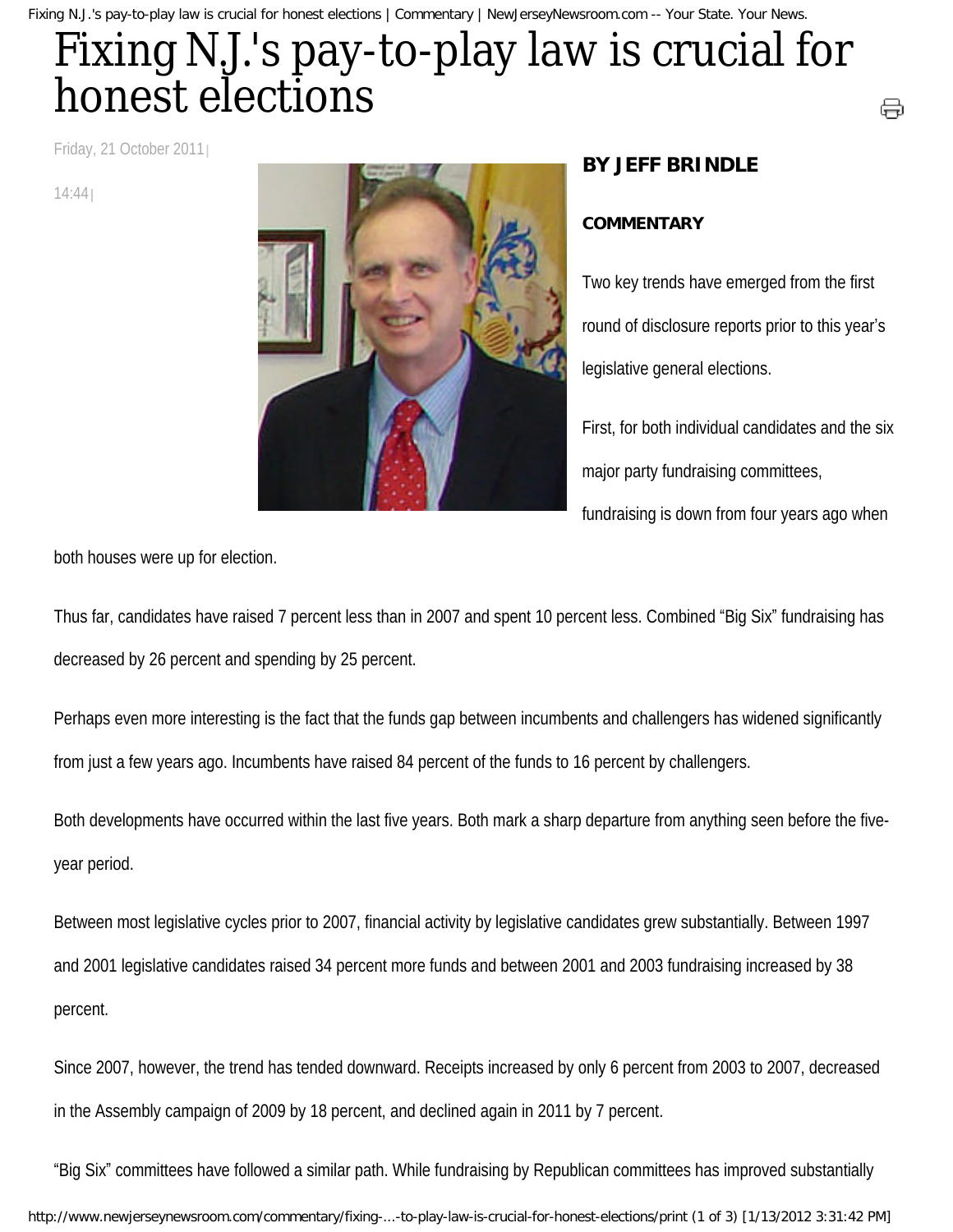# Fixing N.J.'s pay-to-play law is crucial for honest elections

Friday, 21 October 2011 | 14:44 |

**BY JEFF BRINDLE**

**COMMENTARY**

Two key trends have emerged from the first round of disclosure reports prior to this year's legislative general elections.

First, for both individual candidates and the six major party fundraising committees, fundraising is down from four years ago when both houses were up for election.

Thus far, candidates have raised 7 percent less than in 2007 and spent 10 percent less. Combined "Big Six" fundraising has decreased by 26 percent and spending by 25 percent.

Perhaps even more interesting is the fact that the funds gap between incumbents and challengers has widened significantly from just a few years ago. Incumbents have raised 84 percent of the funds to 16 percent by challengers.

Both developments have occurred within the last five years. Both mark a sharp departure from anything seen before the five-year period.

Between most legislative cycles prior to 2007, financial activity by legislative candidates grew substantially. Between 1997 and 2001 legislative candidates raised 34 percent more funds and between 2001 and 2003 fundraising increased by 38 percent.

Since 2007, however, the trend has tended downward. Receipts increased by only 6 percent from 2003 to 2007, decreased in the Assembly campaign of 2009 by 18 percent, and declined again in 2011 by 7 percent.

"Big Six" committees have followed a similar path. While fundraising by Republican committees has improved substantially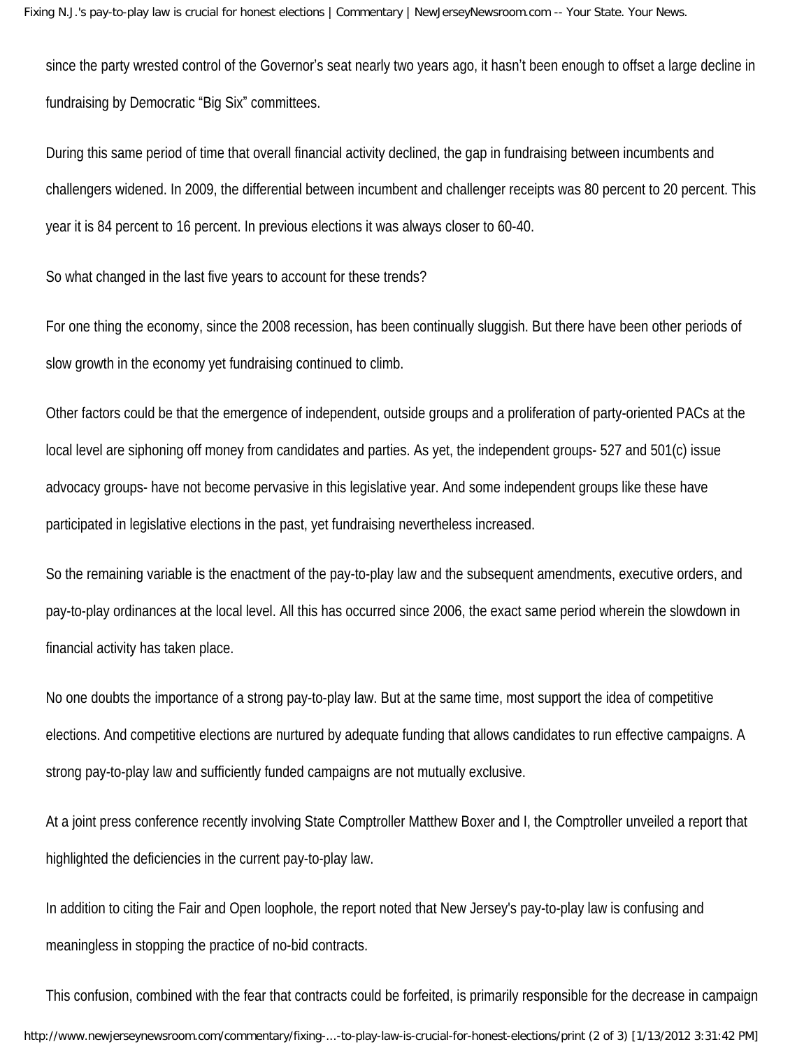since the party wrested control of the Governor's seat nearly two years ago, it hasn't been enough to offset a large decline in fundraising by Democratic "Big Six" committees.

During this same period of time that overall financial activity declined, the gap in fundraising between incumbents and challengers widened. In 2009, the differential between incumbent and challenger receipts was 80 percent to 20 percent. This year it is 84 percent to 16 percent. In previous elections it was always closer to 60-40.

So what changed in the last five years to account for these trends?

For one thing the economy, since the 2008 recession, has been continually sluggish. But there have been other periods of slow growth in the economy yet fundraising continued to climb.

Other factors could be that the emergence of independent, outside groups and a proliferation of party-oriented PACs at the local level are siphoning off money from candidates and parties. As yet, the independent groups- 527 and 501(c) issue advocacy groups- have not become pervasive in this legislative year. And some independent groups like these have participated in legislative elections in the past, yet fundraising nevertheless increased.

So the remaining variable is the enactment of the pay-to-play law and the subsequent amendments, executive orders, and pay-to-play ordinances at the local level. All this has occurred since 2006, the exact same period wherein the slowdown in financial activity has taken place.

No one doubts the importance of a strong pay-to-play law. But at the same time, most support the idea of competitive elections. And competitive elections are nurtured by adequate funding that allows candidates to run effective campaigns. A strong pay-to-play law and sufficiently funded campaigns are not mutually exclusive.

At a joint press conference recently involving State Comptroller Matthew Boxer and I, the Comptroller unveiled a report that highlighted the deficiencies in the current pay-to-play law.

In addition to citing the Fair and Open loophole, the report noted that New Jersey's pay-to-play law is confusing and meaningless in stopping the practice of no-bid contracts.

This confusion, combined with the fear that contracts could be forfeited, is primarily responsible for the decrease in campaign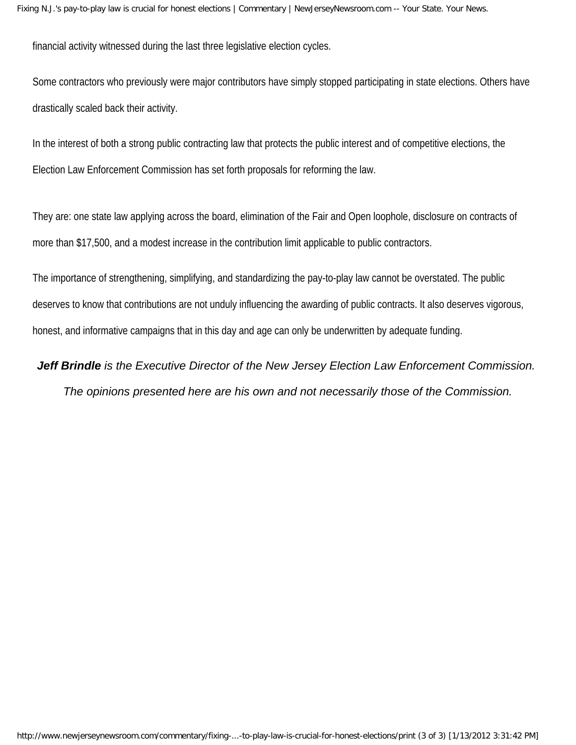financial activity witnessed during the last three legislative election cycles.

Some contractors who previously were major contributors have simply stopped participating in state elections. Others have drastically scaled back their activity.

In the interest of both a strong public contracting law that protects the public interest and of competitive elections, the Election Law Enforcement Commission has set forth proposals for reforming the law.

They are: one state law applying across the board, elimination of the Fair and Open loophole, disclosure on contracts of more than $17,500, and a modest increase in the contribution limit applicable to public contractors.

The importance of strengthening, simplifying, and standardizing the pay-to-play law cannot be overstated. The public deserves to know that contributions are not unduly influencing the awarding of public contracts. It also deserves vigorous, honest, and informative campaigns that in this day and age can only be underwritten by adequate funding.

***Jeff Brindle** is the Executive Director of the New Jersey Election Law Enforcement Commission. The opinions presented here are his own and not necessarily those of the Commission.*